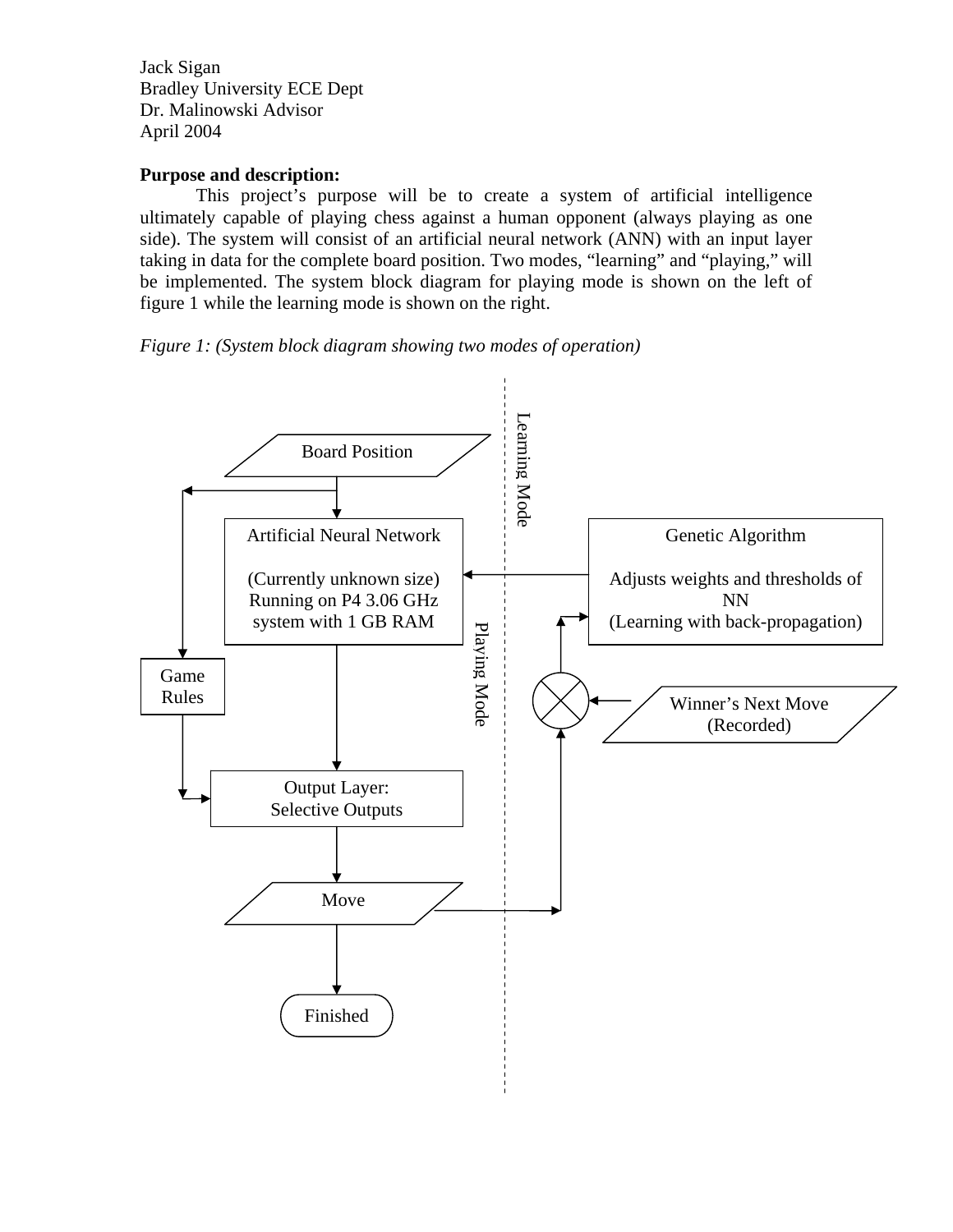Jack Sigan
Bradley University ECE Dept
Dr. Malinowski Advisor
April 2004

**Purpose and description:**

This project's purpose will be to create a system of artificial intelligence ultimately capable of playing chess against a human opponent (always playing as one side). The system will consist of an artificial neural network (ANN) with an input layer taking in data for the complete board position. Two modes, "learning" and "playing," will be implemented. The system block diagram for playing mode is shown on the left of figure 1 while the learning mode is shown on the right.

*Figure 1: (System block diagram showing two modes of operation)*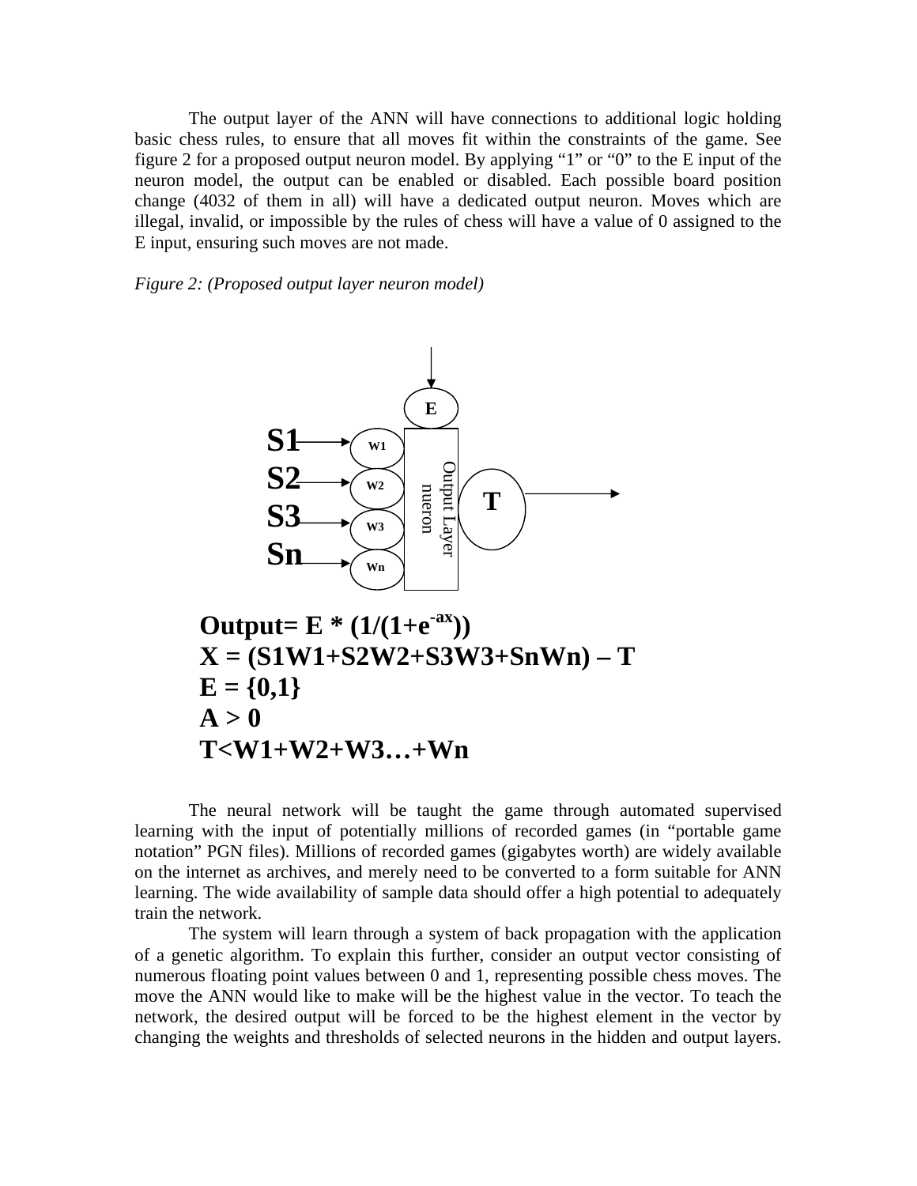The output layer of the ANN will have connections to additional logic holding basic chess rules, to ensure that all moves fit within the constraints of the game. See figure 2 for a proposed output neuron model. By applying "1" or "0" to the E input of the neuron model, the output can be enabled or disabled. Each possible board position change (4032 of them in all) will have a dedicated output neuron. Moves which are illegal, invalid, or impossible by the rules of chess will have a value of 0 assigned to the E input, ensuring such moves are not made.

*Figure 2: (Proposed output layer neuron model)*

E

S1 → W1

S2 → W2

S3 → W3

Sn → Wn

Output Layer nueron

T →

$$\textbf{Output} = E * (1/(1+e^{-ax}))$$

$$X = (S1W1+S2W2+S3W3+SnWn) - T$$

$$E = \{0,1\}$$

$$A > 0$$

$$T < W1+W2+W3\ldots+Wn$$

The neural network will be taught the game through automated supervised learning with the input of potentially millions of recorded games (in "portable game notation" PGN files). Millions of recorded games (gigabytes worth) are widely available on the internet as archives, and merely need to be converted to a form suitable for ANN learning. The wide availability of sample data should offer a high potential to adequately train the network.

The system will learn through a system of back propagation with the application of a genetic algorithm. To explain this further, consider an output vector consisting of numerous floating point values between 0 and 1, representing possible chess moves. The move the ANN would like to make will be the highest value in the vector. To teach the network, the desired output will be forced to be the highest element in the vector by changing the weights and thresholds of selected neurons in the hidden and output layers.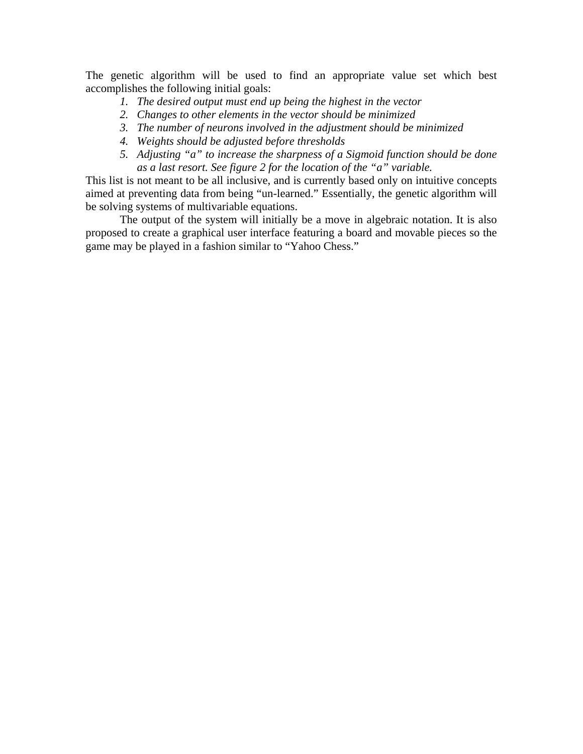The genetic algorithm will be used to find an appropriate value set which best accomplishes the following initial goals:

1. *The desired output must end up being the highest in the vector*
2. *Changes to other elements in the vector should be minimized*
3. *The number of neurons involved in the adjustment should be minimized*
4. *Weights should be adjusted before thresholds*
5. *Adjusting "a" to increase the sharpness of a Sigmoid function should be done as a last resort. See figure 2 for the location of the "a" variable.*

This list is not meant to be all inclusive, and is currently based only on intuitive concepts aimed at preventing data from being "un-learned." Essentially, the genetic algorithm will be solving systems of multivariable equations.

The output of the system will initially be a move in algebraic notation. It is also proposed to create a graphical user interface featuring a board and movable pieces so the game may be played in a fashion similar to "Yahoo Chess."